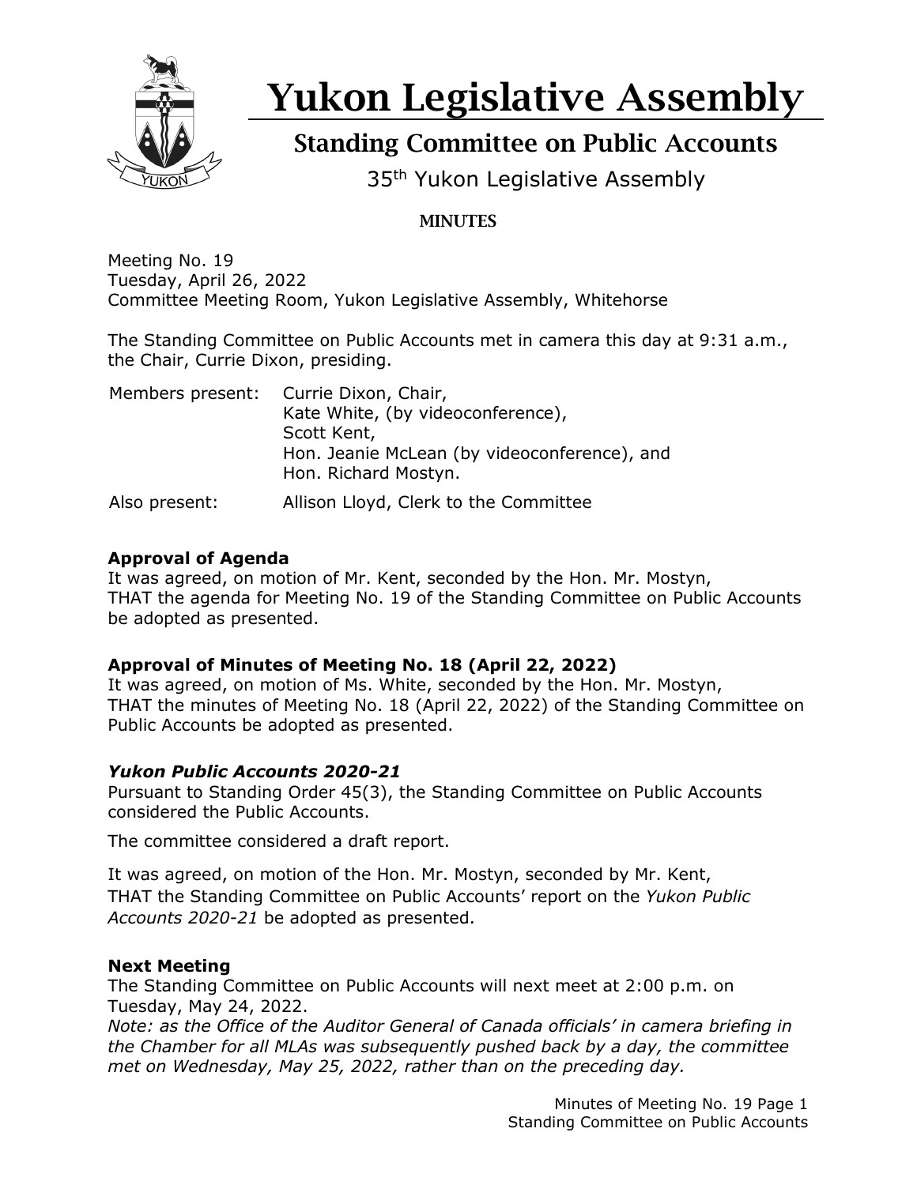# Yukon Legislative Assembly

## Standing Committee on Public Accounts

35th Yukon Legislative Assembly

### MINUTES

Meeting No. 19
Tuesday, April 26, 2022
Committee Meeting Room, Yukon Legislative Assembly, Whitehorse

The Standing Committee on Public Accounts met in camera this day at 9:31 a.m., the Chair, Currie Dixon, presiding.

Members present: Currie Dixon, Chair,
Kate White, (by videoconference),
Scott Kent,
Hon. Jeanie McLean (by videoconference), and
Hon. Richard Mostyn.

Also present: Allison Lloyd, Clerk to the Committee

**Approval of Agenda**
It was agreed, on motion of Mr. Kent, seconded by the Hon. Mr. Mostyn,
THAT the agenda for Meeting No. 19 of the Standing Committee on Public Accounts be adopted as presented.

**Approval of Minutes of Meeting No. 18 (April 22, 2022)**
It was agreed, on motion of Ms. White, seconded by the Hon. Mr. Mostyn,
THAT the minutes of Meeting No. 18 (April 22, 2022) of the Standing Committee on Public Accounts be adopted as presented.

***Yukon Public Accounts 2020-21***
Pursuant to Standing Order 45(3), the Standing Committee on Public Accounts considered the Public Accounts.

The committee considered a draft report.

It was agreed, on motion of the Hon. Mr. Mostyn, seconded by Mr. Kent,
THAT the Standing Committee on Public Accounts' report on the *Yukon Public Accounts 2020-21* be adopted as presented.

**Next Meeting**
The Standing Committee on Public Accounts will next meet at 2:00 p.m. on Tuesday, May 24, 2022.
*Note: as the Office of the Auditor General of Canada officials' in camera briefing in the Chamber for all MLAs was subsequently pushed back by a day, the committee met on Wednesday, May 25, 2022, rather than on the preceding day.*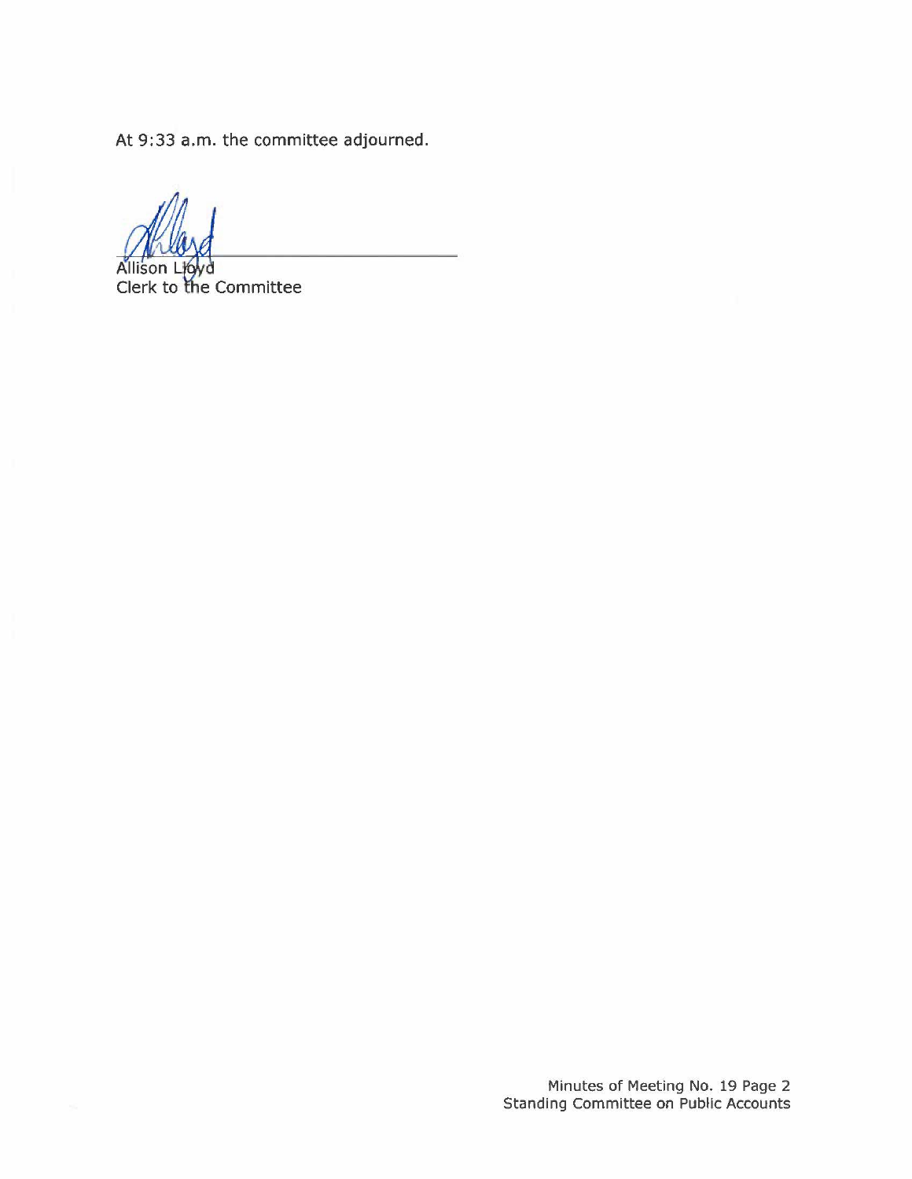At 9:33 a.m. the committee adjourned.

Allison Lloyd
Clerk to the Committee